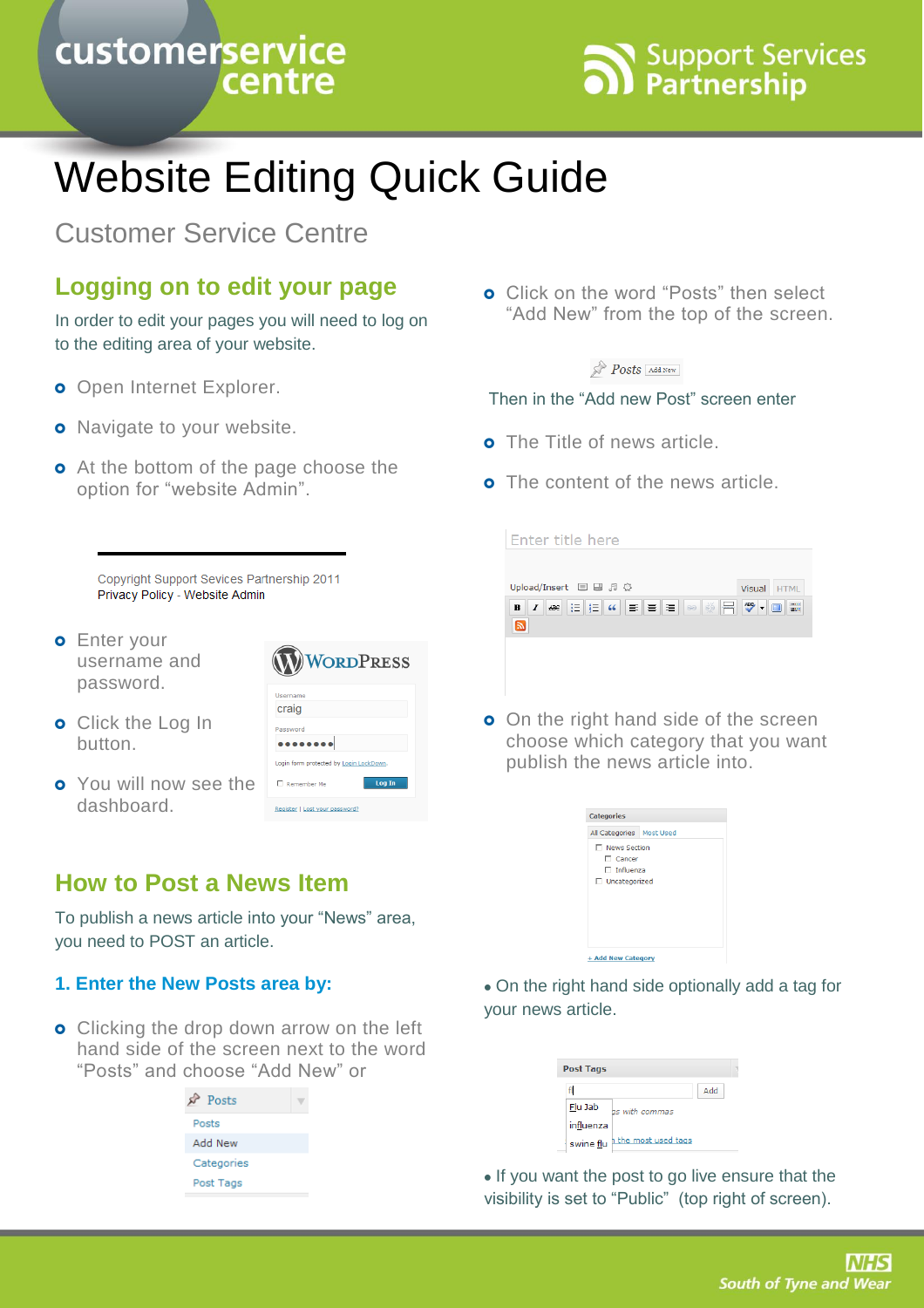# Website Editing Quick Guide

Customer Service Centre

## Logging on to edit your page

In order to edit your pages you will need to log on to the editing area of your website.

- Open Internet Explorer.
- Navigate to your website.
- At the bottom of the page choose the option for “website Admin”.

Copyright Support Sevices Partnership 2011
Privacy Policy - Website Admin

- Enter your username and password.
- Click the Log In button.
- You will now see the dashboard.

## How to Post a News Item

To publish a news article into your “News” area, you need to POST an article.

### 1. Enter the New Posts area by:

- Clicking the drop down arrow on the left hand side of the screen next to the word “Posts” and choose “Add New” or
- Click on the word “Posts” then select “Add New” from the top of the screen.

Then in the “Add new Post” screen enter

- The Title of news article.
- The content of the news article.
- On the right hand side of the screen choose which category that you want publish the news article into.

- On the right hand side optionally add a tag for your news article.
- If you want the post to go live ensure that the visibility is set to “Public” (top right of screen).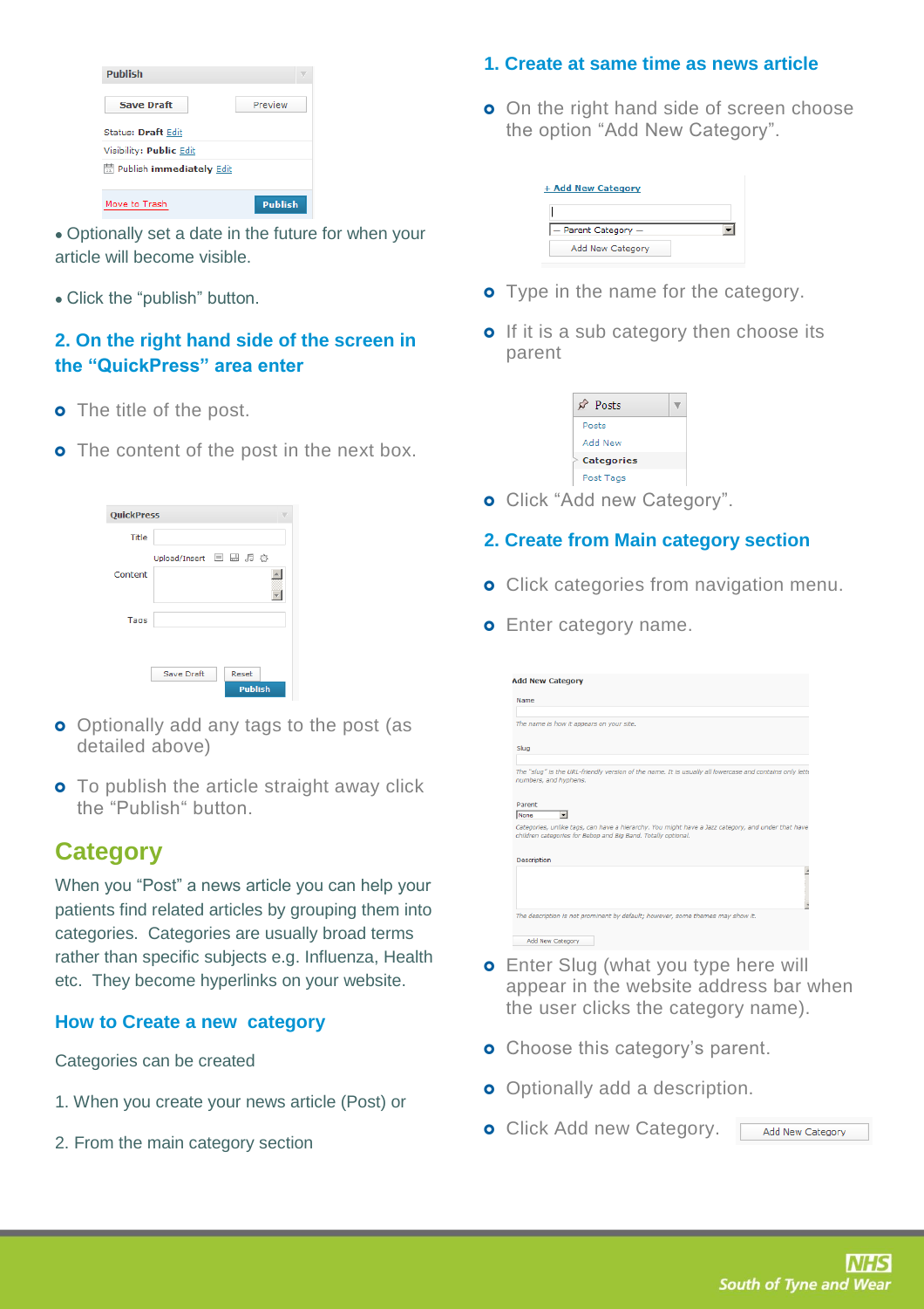- Optionally set a date in the future for when your article will become visible.
- Click the "publish" button.

### 2. On the right hand side of the screen in the "QuickPress" area enter

- The title of the post.
- The content of the post in the next box.
- Optionally add any tags to the post (as detailed above)
- To publish the article straight away click the "Publish" button.

## Category

When you "Post" a news article you can help your patients find related articles by grouping them into categories. Categories are usually broad terms rather than specific subjects e.g. Influenza, Health etc. They become hyperlinks on your website.

### How to Create a new category

Categories can be created

1. When you create your news article (Post) or

2. From the main category section

### 1. Create at same time as news article

- On the right hand side of screen choose the option "Add New Category".
- Type in the name for the category.
- If it is a sub category then choose its parent
- Click "Add new Category".

### 2. Create from Main category section

- Click categories from navigation menu.
- Enter category name.
- Enter Slug (what you type here will appear in the website address bar when the user clicks the category name).
- Choose this category's parent.
- Optionally add a description.
- Click Add new Category.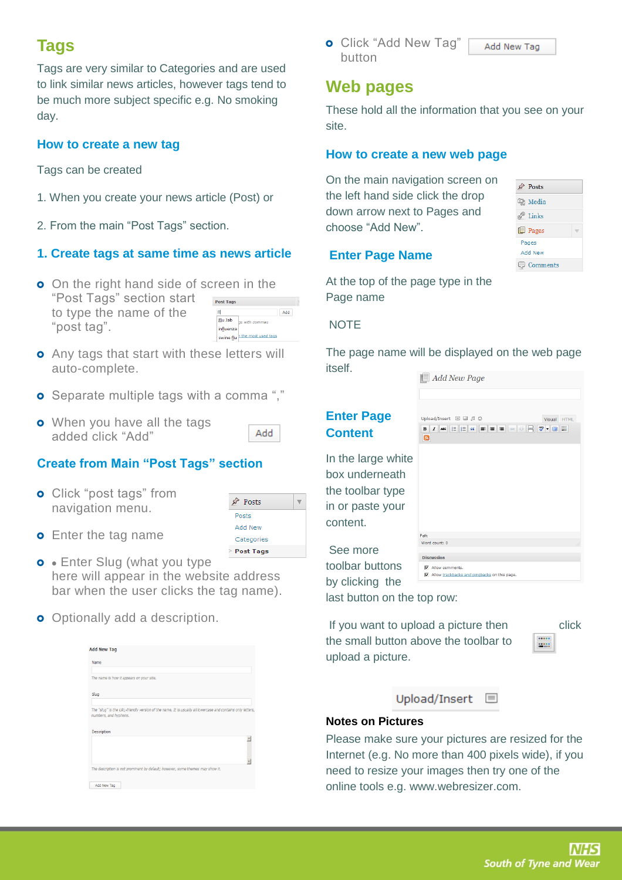## Tags

Tags are very similar to Categories and are used to link similar news articles, however tags tend to be much more subject specific e.g. No smoking day.

### How to create a new tag

Tags can be created

1. When you create your news article (Post) or

2. From the main "Post Tags" section.

### 1. Create tags at same time as news article

- On the right hand side of screen in the "Post Tags" section start to type the name of the "post tag".
- Any tags that start with these letters will auto-complete.
- Separate multiple tags with a comma ","
- When you have all the tags added click "Add"

### Create from Main "Post Tags" section

- Click "post tags" from navigation menu.
- Enter the tag name
- • Enter Slug (what you type here will appear in the website address bar when the user clicks the tag name).
- Optionally add a description.
- Click "Add New Tag" button

## Web pages

These hold all the information that you see on your site.

### How to create a new web page

On the main navigation screen on the left hand side click the drop down arrow next to Pages and choose "Add New".

### Enter Page Name

At the top of the page type in the Page name

NOTE

The page name will be displayed on the web page itself.

### Enter Page Content

In the large white box underneath the toolbar type in or paste your content.

See more toolbar buttons by clicking the last button on the top row:

If you want to upload a picture then click the small button above the toolbar to upload a picture.

Upload/Insert

**Notes on Pictures**

Please make sure your pictures are resized for the Internet (e.g. No more than 400 pixels wide), if you need to resize your images then try one of the online tools e.g. www.webresizer.com.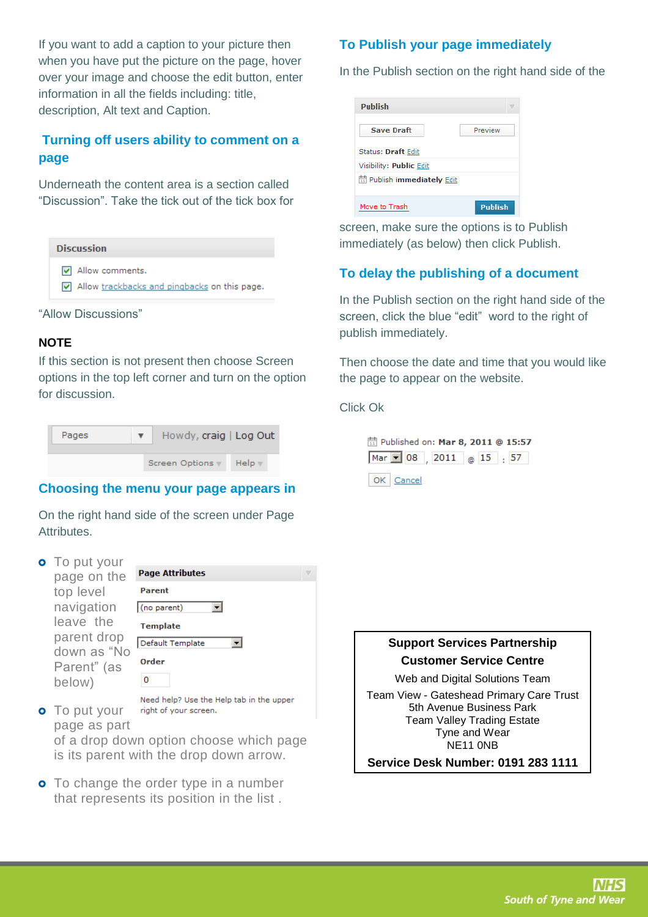If you want to add a caption to your picture then when you have put the picture on the page, hover over your image and choose the edit button, enter information in all the fields including: title, description, Alt text and Caption.

## Turning off users ability to comment on a page

Underneath the content area is a section called “Discussion”. Take the tick out of the tick box for “Allow Discussions”

Discussion

- Allow comments.
- Allow trackbacks and pingbacks on this page.

**NOTE**

If this section is not present then choose Screen options in the top left corner and turn on the option for discussion.

Pages | Howdy, craig | Log Out

Screen Options | Help

## Choosing the menu your page appears in

On the right hand side of the screen under Page Attributes.

- To put your page on the top level navigation leave the parent drop down as “No Parent” (as below)
- To put your page as part of a drop down option choose which page is its parent with the drop down arrow.
- To change the order type in a number that represents its position in the list .

Page Attributes

Parent

(no parent)

Template

Default Template

Order

0

Need help? Use the Help tab in the upper right of your screen.

## To Publish your page immediately

In the Publish section on the right hand side of the screen, make sure the options is to Publish immediately (as below) then click Publish.

Publish

Save Draft | Preview

Status: Draft Edit

Visibility: Public Edit

Publish immediately Edit

Move to Trash | Publish

## To delay the publishing of a document

In the Publish section on the right hand side of the screen, click the blue “edit” word to the right of publish immediately.

Then choose the date and time that you would like the page to appear on the website.

Click Ok

Published on: Mar 8, 2011 @ 15:57

Mar 08, 2011 @ 15 : 57

OK Cancel

**Support Services Partnership**
**Customer Service Centre**
Web and Digital Solutions Team
Team View - Gateshead Primary Care Trust
5th Avenue Business Park
Team Valley Trading Estate
Tyne and Wear
NE11 0NB
**Service Desk Number: 0191 283 1111**

NHS South of Tyne and Wear